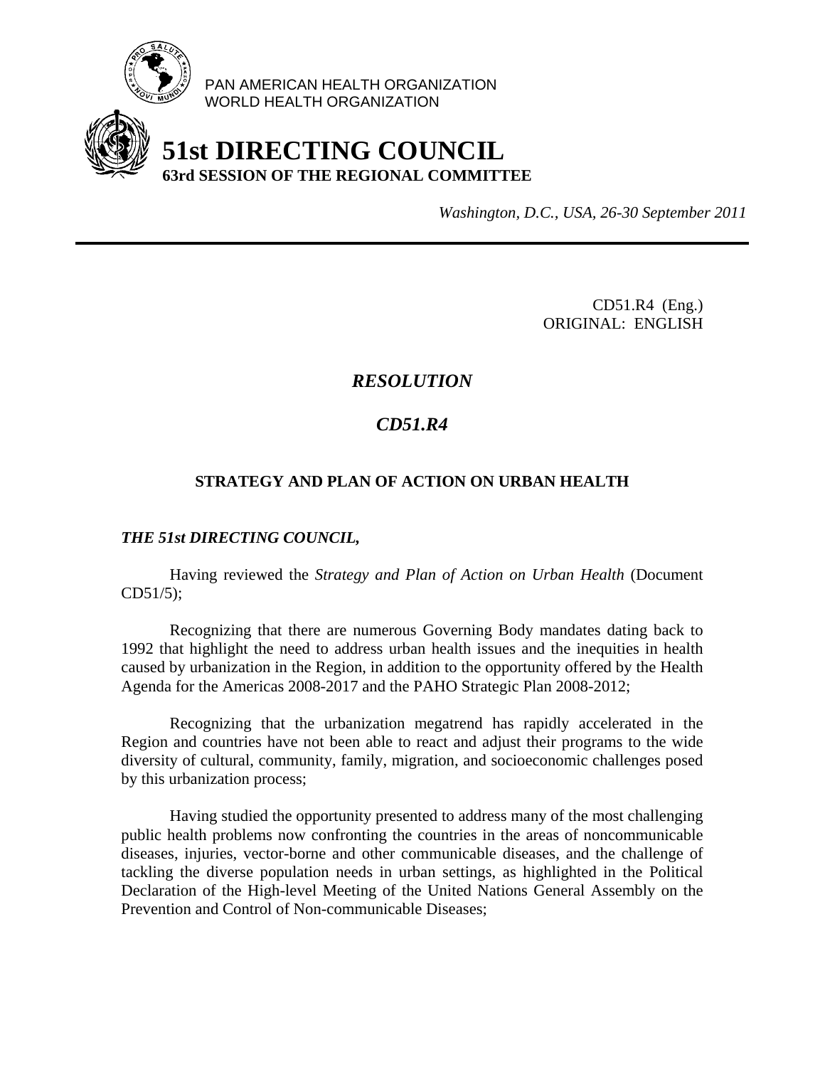PAN AMERICAN HEALTH ORGANIZATION
WORLD HEALTH ORGANIZATION

# 51st DIRECTING COUNCIL
## 63rd SESSION OF THE REGIONAL COMMITTEE

*Washington, D.C., USA, 26-30 September 2011*

---

CD51.R4 (Eng.)
ORIGINAL: ENGLISH

## *RESOLUTION*

## *CD51.R4*

### STRATEGY AND PLAN OF ACTION ON URBAN HEALTH

***THE 51st DIRECTING COUNCIL,***

Having reviewed the *Strategy and Plan of Action on Urban Health* (Document CD51/5);

Recognizing that there are numerous Governing Body mandates dating back to 1992 that highlight the need to address urban health issues and the inequities in health caused by urbanization in the Region, in addition to the opportunity offered by the Health Agenda for the Americas 2008-2017 and the PAHO Strategic Plan 2008-2012;

Recognizing that the urbanization megatrend has rapidly accelerated in the Region and countries have not been able to react and adjust their programs to the wide diversity of cultural, community, family, migration, and socioeconomic challenges posed by this urbanization process;

Having studied the opportunity presented to address many of the most challenging public health problems now confronting the countries in the areas of noncommunicable diseases, injuries, vector-borne and other communicable diseases, and the challenge of tackling the diverse population needs in urban settings, as highlighted in the Political Declaration of the High-level Meeting of the United Nations General Assembly on the Prevention and Control of Non-communicable Diseases;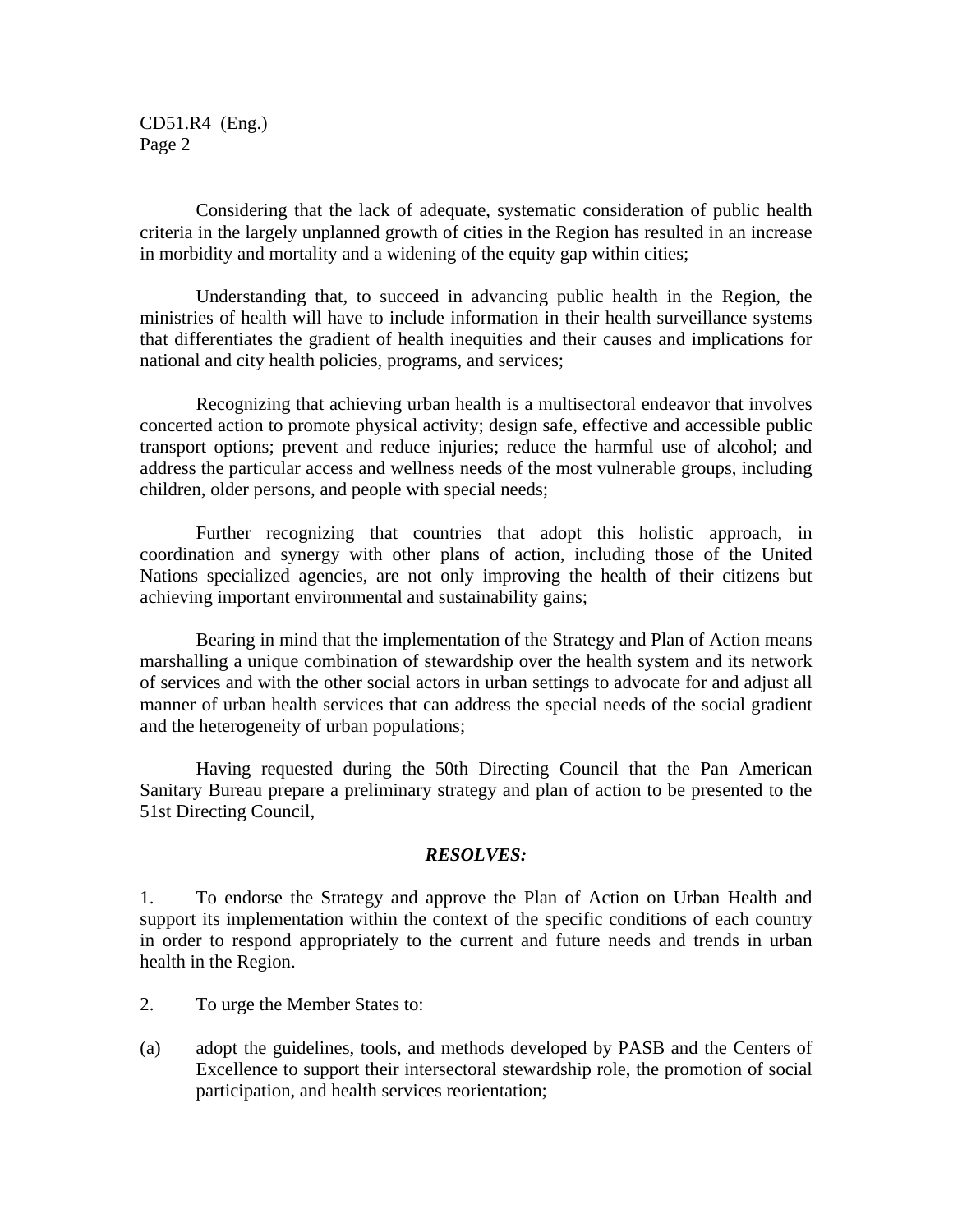Considering that the lack of adequate, systematic consideration of public health criteria in the largely unplanned growth of cities in the Region has resulted in an increase in morbidity and mortality and a widening of the equity gap within cities;

Understanding that, to succeed in advancing public health in the Region, the ministries of health will have to include information in their health surveillance systems that differentiates the gradient of health inequities and their causes and implications for national and city health policies, programs, and services;

Recognizing that achieving urban health is a multisectoral endeavor that involves concerted action to promote physical activity; design safe, effective and accessible public transport options; prevent and reduce injuries; reduce the harmful use of alcohol; and address the particular access and wellness needs of the most vulnerable groups, including children, older persons, and people with special needs;

Further recognizing that countries that adopt this holistic approach, in coordination and synergy with other plans of action, including those of the United Nations specialized agencies, are not only improving the health of their citizens but achieving important environmental and sustainability gains;

Bearing in mind that the implementation of the Strategy and Plan of Action means marshalling a unique combination of stewardship over the health system and its network of services and with the other social actors in urban settings to advocate for and adjust all manner of urban health services that can address the special needs of the social gradient and the heterogeneity of urban populations;

Having requested during the 50th Directing Council that the Pan American Sanitary Bureau prepare a preliminary strategy and plan of action to be presented to the 51st Directing Council,

***RESOLVES:***

1. To endorse the Strategy and approve the Plan of Action on Urban Health and support its implementation within the context of the specific conditions of each country in order to respond appropriately to the current and future needs and trends in urban health in the Region.

2. To urge the Member States to:

(a) adopt the guidelines, tools, and methods developed by PASB and the Centers of Excellence to support their intersectoral stewardship role, the promotion of social participation, and health services reorientation;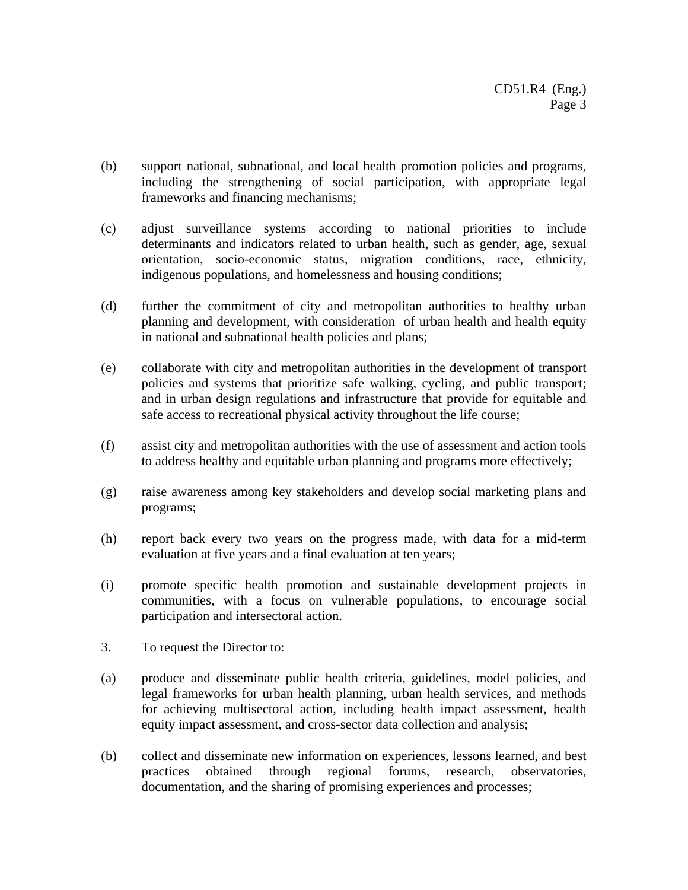(b) support national, subnational, and local health promotion policies and programs, including the strengthening of social participation, with appropriate legal frameworks and financing mechanisms;

(c) adjust surveillance systems according to national priorities to include determinants and indicators related to urban health, such as gender, age, sexual orientation, socio-economic status, migration conditions, race, ethnicity, indigenous populations, and homelessness and housing conditions;

(d) further the commitment of city and metropolitan authorities to healthy urban planning and development, with consideration of urban health and health equity in national and subnational health policies and plans;

(e) collaborate with city and metropolitan authorities in the development of transport policies and systems that prioritize safe walking, cycling, and public transport; and in urban design regulations and infrastructure that provide for equitable and safe access to recreational physical activity throughout the life course;

(f) assist city and metropolitan authorities with the use of assessment and action tools to address healthy and equitable urban planning and programs more effectively;

(g) raise awareness among key stakeholders and develop social marketing plans and programs;

(h) report back every two years on the progress made, with data for a mid-term evaluation at five years and a final evaluation at ten years;

(i) promote specific health promotion and sustainable development projects in communities, with a focus on vulnerable populations, to encourage social participation and intersectoral action.

3. To request the Director to:

(a) produce and disseminate public health criteria, guidelines, model policies, and legal frameworks for urban health planning, urban health services, and methods for achieving multisectoral action, including health impact assessment, health equity impact assessment, and cross-sector data collection and analysis;

(b) collect and disseminate new information on experiences, lessons learned, and best practices obtained through regional forums, research, observatories, documentation, and the sharing of promising experiences and processes;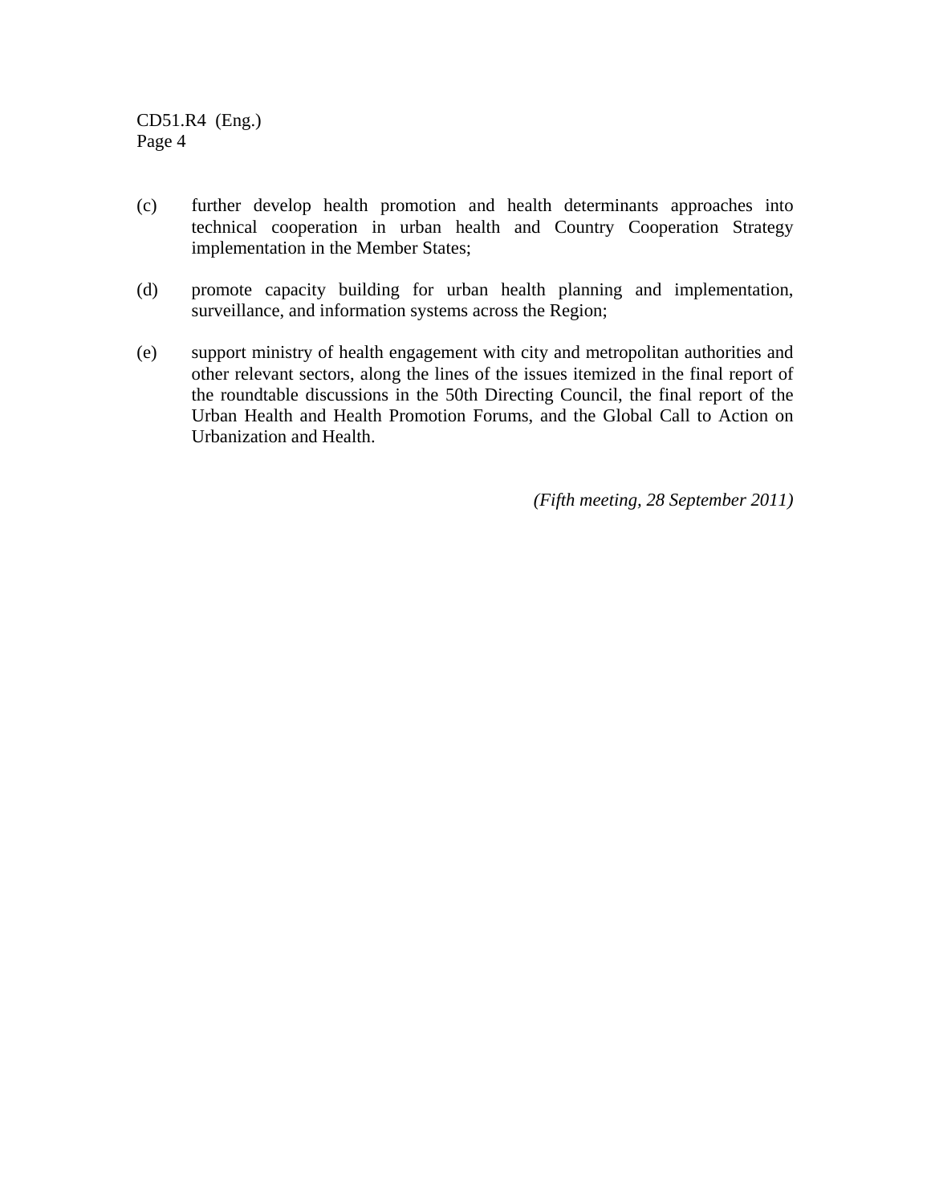(c) further develop health promotion and health determinants approaches into technical cooperation in urban health and Country Cooperation Strategy implementation in the Member States;

(d) promote capacity building for urban health planning and implementation, surveillance, and information systems across the Region;

(e) support ministry of health engagement with city and metropolitan authorities and other relevant sectors, along the lines of the issues itemized in the final report of the roundtable discussions in the 50th Directing Council, the final report of the Urban Health and Health Promotion Forums, and the Global Call to Action on Urbanization and Health.

*(Fifth meeting, 28 September 2011)*